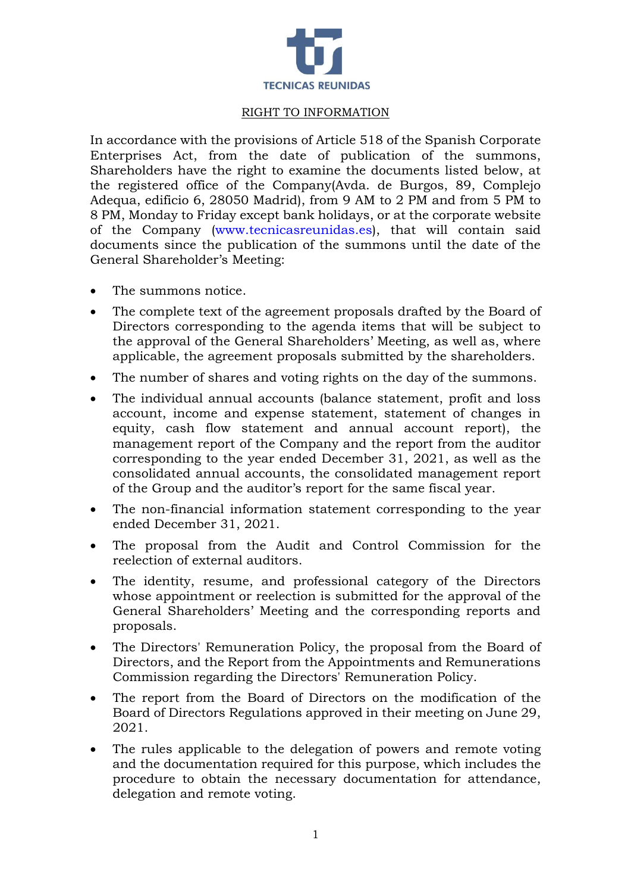TECNICAS REUNIDAS

## RIGHT TO INFORMATION

In accordance with the provisions of Article 518 of the Spanish Corporate Enterprises Act, from the date of publication of the summons, Shareholders have the right to examine the documents listed below, at the registered office of the Company(Avda. de Burgos, 89, Complejo Adequa, edificio 6, 28050 Madrid), from 9 AM to 2 PM and from 5 PM to 8 PM, Monday to Friday except bank holidays, or at the corporate website of the Company (www.tecnicasreunidas.es), that will contain said documents since the publication of the summons until the date of the General Shareholder's Meeting:

- The summons notice.
- The complete text of the agreement proposals drafted by the Board of Directors corresponding to the agenda items that will be subject to the approval of the General Shareholders' Meeting, as well as, where applicable, the agreement proposals submitted by the shareholders.
- The number of shares and voting rights on the day of the summons.
- The individual annual accounts (balance statement, profit and loss account, income and expense statement, statement of changes in equity, cash flow statement and annual account report), the management report of the Company and the report from the auditor corresponding to the year ended December 31, 2021, as well as the consolidated annual accounts, the consolidated management report of the Group and the auditor's report for the same fiscal year.
- The non-financial information statement corresponding to the year ended December 31, 2021.
- The proposal from the Audit and Control Commission for the reelection of external auditors.
- The identity, resume, and professional category of the Directors whose appointment or reelection is submitted for the approval of the General Shareholders' Meeting and the corresponding reports and proposals.
- The Directors' Remuneration Policy, the proposal from the Board of Directors, and the Report from the Appointments and Remunerations Commission regarding the Directors' Remuneration Policy.
- The report from the Board of Directors on the modification of the Board of Directors Regulations approved in their meeting on June 29, 2021.
- The rules applicable to the delegation of powers and remote voting and the documentation required for this purpose, which includes the procedure to obtain the necessary documentation for attendance, delegation and remote voting.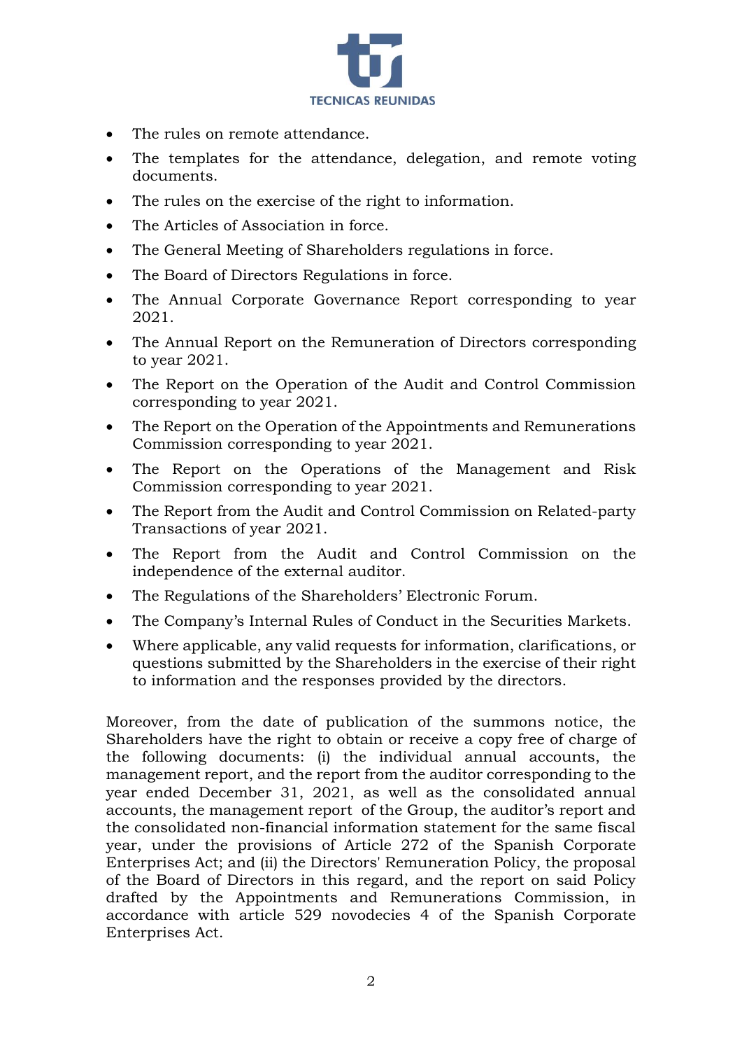- The rules on remote attendance.
- The templates for the attendance, delegation, and remote voting documents.
- The rules on the exercise of the right to information.
- The Articles of Association in force.
- The General Meeting of Shareholders regulations in force.
- The Board of Directors Regulations in force.
- The Annual Corporate Governance Report corresponding to year 2021.
- The Annual Report on the Remuneration of Directors corresponding to year 2021.
- The Report on the Operation of the Audit and Control Commission corresponding to year 2021.
- The Report on the Operation of the Appointments and Remunerations Commission corresponding to year 2021.
- The Report on the Operations of the Management and Risk Commission corresponding to year 2021.
- The Report from the Audit and Control Commission on Related-party Transactions of year 2021.
- The Report from the Audit and Control Commission on the independence of the external auditor.
- The Regulations of the Shareholders' Electronic Forum.
- The Company's Internal Rules of Conduct in the Securities Markets.
- Where applicable, any valid requests for information, clarifications, or questions submitted by the Shareholders in the exercise of their right to information and the responses provided by the directors.

Moreover, from the date of publication of the summons notice, the Shareholders have the right to obtain or receive a copy free of charge of the following documents: (i) the individual annual accounts, the management report, and the report from the auditor corresponding to the year ended December 31, 2021, as well as the consolidated annual accounts, the management report of the Group, the auditor's report and the consolidated non-financial information statement for the same fiscal year, under the provisions of Article 272 of the Spanish Corporate Enterprises Act; and (ii) the Directors' Remuneration Policy, the proposal of the Board of Directors in this regard, and the report on said Policy drafted by the Appointments and Remunerations Commission, in accordance with article 529 novodecies 4 of the Spanish Corporate Enterprises Act.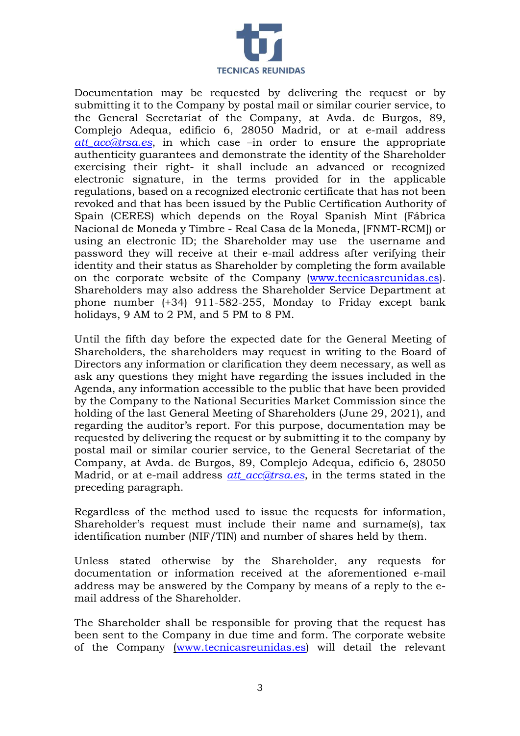Documentation may be requested by delivering the request or by submitting it to the Company by postal mail or similar courier service, to the General Secretariat of the Company, at Avda. de Burgos, 89, Complejo Adequa, edificio 6, 28050 Madrid, or at e-mail address *att_acc@trsa.es*, in which case –in order to ensure the appropriate authenticity guarantees and demonstrate the identity of the Shareholder exercising their right- it shall include an advanced or recognized electronic signature, in the terms provided for in the applicable regulations, based on a recognized electronic certificate that has not been revoked and that has been issued by the Public Certification Authority of Spain (CERES) which depends on the Royal Spanish Mint (Fábrica Nacional de Moneda y Timbre - Real Casa de la Moneda, [FNMT-RCM]) or using an electronic ID; the Shareholder may use the username and password they will receive at their e-mail address after verifying their identity and their status as Shareholder by completing the form available on the corporate website of the Company (www.tecnicasreunidas.es). Shareholders may also address the Shareholder Service Department at phone number (+34) 911-582-255, Monday to Friday except bank holidays, 9 AM to 2 PM, and 5 PM to 8 PM.

Until the fifth day before the expected date for the General Meeting of Shareholders, the shareholders may request in writing to the Board of Directors any information or clarification they deem necessary, as well as ask any questions they might have regarding the issues included in the Agenda, any information accessible to the public that have been provided by the Company to the National Securities Market Commission since the holding of the last General Meeting of Shareholders (June 29, 2021), and regarding the auditor's report. For this purpose, documentation may be requested by delivering the request or by submitting it to the company by postal mail or similar courier service, to the General Secretariat of the Company, at Avda. de Burgos, 89, Complejo Adequa, edificio 6, 28050 Madrid, or at e-mail address *att_acc@trsa.es*, in the terms stated in the preceding paragraph.

Regardless of the method used to issue the requests for information, Shareholder's request must include their name and surname(s), tax identification number (NIF/TIN) and number of shares held by them.

Unless stated otherwise by the Shareholder, any requests for documentation or information received at the aforementioned e-mail address may be answered by the Company by means of a reply to the e-mail address of the Shareholder.

The Shareholder shall be responsible for proving that the request has been sent to the Company in due time and form. The corporate website of the Company (www.tecnicasreunidas.es) will detail the relevant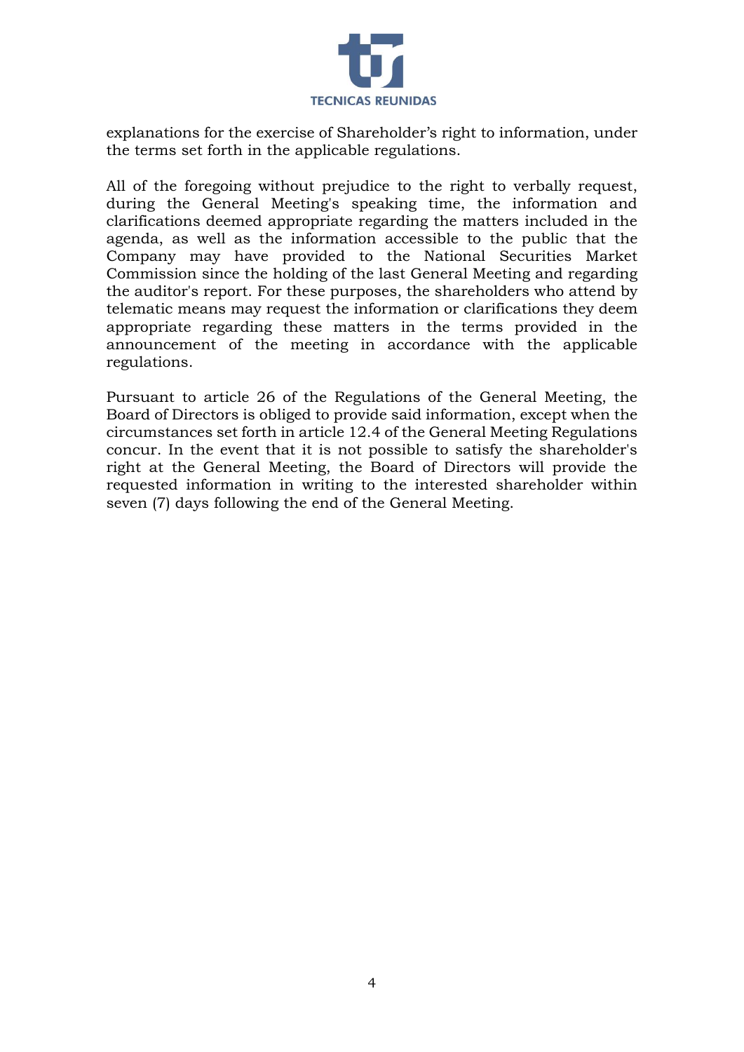explanations for the exercise of Shareholder's right to information, under the terms set forth in the applicable regulations.

All of the foregoing without prejudice to the right to verbally request, during the General Meeting's speaking time, the information and clarifications deemed appropriate regarding the matters included in the agenda, as well as the information accessible to the public that the Company may have provided to the National Securities Market Commission since the holding of the last General Meeting and regarding the auditor's report. For these purposes, the shareholders who attend by telematic means may request the information or clarifications they deem appropriate regarding these matters in the terms provided in the announcement of the meeting in accordance with the applicable regulations.

Pursuant to article 26 of the Regulations of the General Meeting, the Board of Directors is obliged to provide said information, except when the circumstances set forth in article 12.4 of the General Meeting Regulations concur. In the event that it is not possible to satisfy the shareholder's right at the General Meeting, the Board of Directors will provide the requested information in writing to the interested shareholder within seven (7) days following the end of the General Meeting.